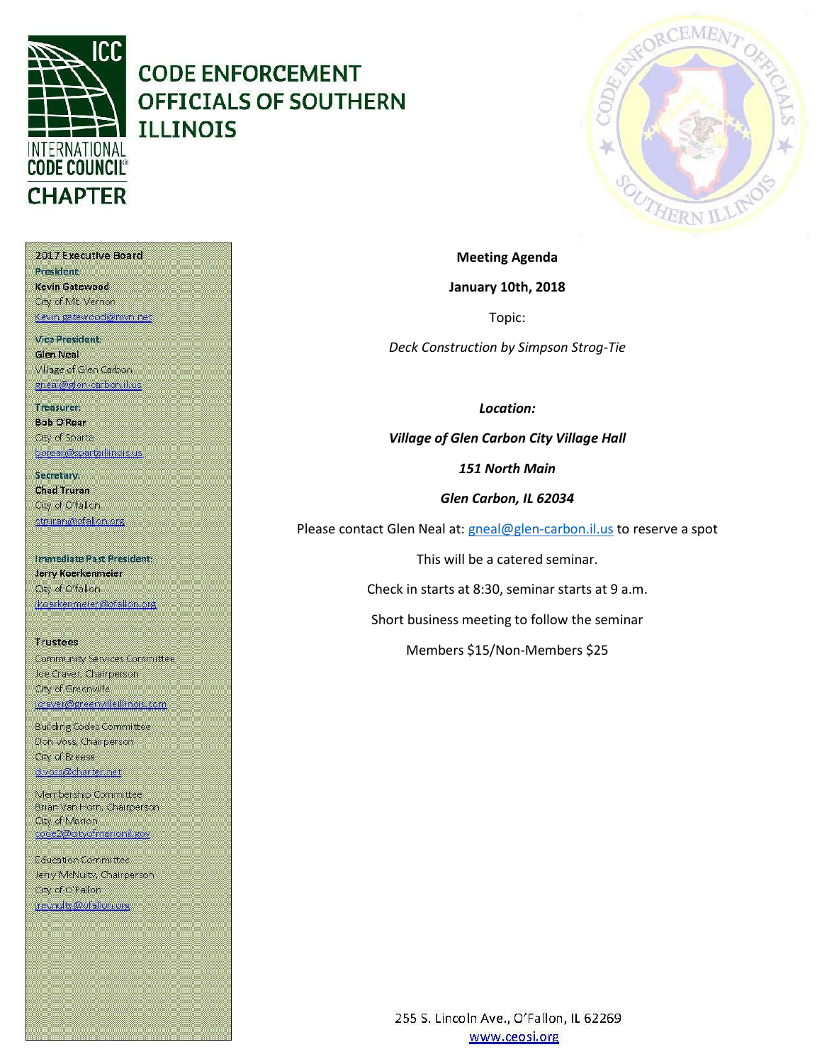# CODE ENFORCEMENT OFFICIALS OF SOUTHERN ILLINOIS

INTERNATIONAL CODE COUNCIL CHAPTER

**2017 Executive Board**

**President:**
**Kevin Gatewood**
City of Mt. Vernon
kevin.gatewood@mvn.net

**Vice President:**
**Glen Neal**
Village of Glen Carbon
gneal@glen-carbon.il.us

**Treasurer:**
**Bob O'Rear**
City of Sparta
borear@spartaillinois.us

**Secretary:**
**Chad Truran**
City of O'fallon
ctruran@ofallon.org

**Immediate Past President:**
**Jerry Koerkenmeier**
City of O'fallon
jkoerkenmeier@ofallon.org

**Trustees**

Community Services Committee
Joe Craver, Chairperson
City of Greenville
jcraver@greenvilleillinois.com

Building Codes Committee
Don Voss, Chairperson
City of Breese
dvoss@charter.net

Membership Committee
Brian Van Horn, Chairperson
City of Marion
code2@cityofmarionil.gov

Education Committee
Jerry McNulty, Chairperson
City of O'Fallon
jmcnulty@ofallon.org

**Meeting Agenda**

**January 10th, 2018**

Topic:

*Deck Construction by Simpson Strog-Tie*

***Location:***

***Village of Glen Carbon City Village Hall***

***151 North Main***

***Glen Carbon, IL 62034***

Please contact Glen Neal at: gneal@glen-carbon.il.us to reserve a spot

This will be a catered seminar.

Check in starts at 8:30, seminar starts at 9 a.m.

Short business meeting to follow the seminar

Members $15/Non-Members $25

255 S. Lincoln Ave., O'Fallon, IL 62269
www.ceosi.org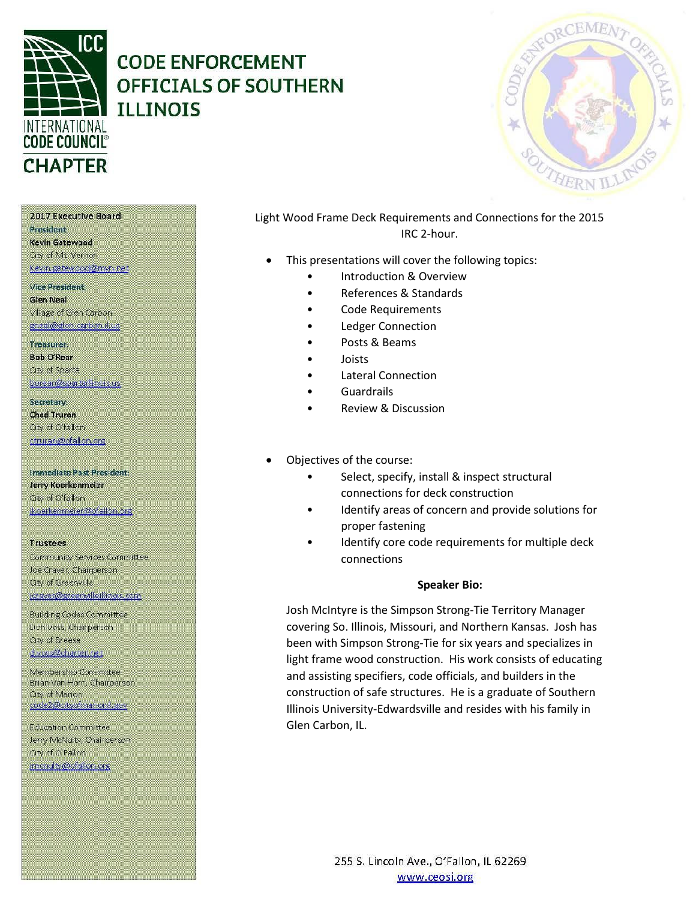# CODE ENFORCEMENT OFFICIALS OF SOUTHERN ILLINOIS

ICC INTERNATIONAL CODE COUNCIL CHAPTER

**2017 Executive Board**

**President:**
**Kevin Gatewood**
City of Mt. Vernon
kevin.gatewood@mvn.net

**Vice President:**
**Glen Neal**
Village of Glen Carbon
gneal@glen-carbon.il.us

**Treasurer:**
**Bob O'Rear**
City of Sparta
borear@spartaillinois.us

**Secretary:**
**Chad Truran**
City of O'fallon
ctruran@ofallon.org

**Immediate Past President:**
**Jerry Koerkenmeier**
City of O'fallon
jkoerkenmeier@ofallon.org

**Trustees**

Community Services Committee
Joe Craver, Chairperson
City of Greenville
jcraver@greenvilleillinois.com

Building Codes Committee
Don Voss, Chairperson
City of Breese
d.voss@charter.net

Membership Committee
Brian Van Horn, Chairperson
City of Marion
code2@cityofmarionil.gov

Education Committee
Jerry McNulty, Chairperson
City of O'Fallon
jmcnulty@ofallon.org

Light Wood Frame Deck Requirements and Connections for the 2015 IRC 2-hour.

- This presentations will cover the following topics:
  - Introduction & Overview
  - References & Standards
  - Code Requirements
  - Ledger Connection
  - Posts & Beams
  - Joists
  - Lateral Connection
  - Guardrails
  - Review & Discussion

- Objectives of the course:
  - Select, specify, install & inspect structural connections for deck construction
  - Identify areas of concern and provide solutions for proper fastening
  - Identify core code requirements for multiple deck connections

**Speaker Bio:**

Josh McIntyre is the Simpson Strong-Tie Territory Manager covering So. Illinois, Missouri, and Northern Kansas. Josh has been with Simpson Strong-Tie for six years and specializes in light frame wood construction. His work consists of educating and assisting specifiers, code officials, and builders in the construction of safe structures. He is a graduate of Southern Illinois University-Edwardsville and resides with his family in Glen Carbon, IL.

255 S. Lincoln Ave., O'Fallon, IL 62269
www.ceosi.org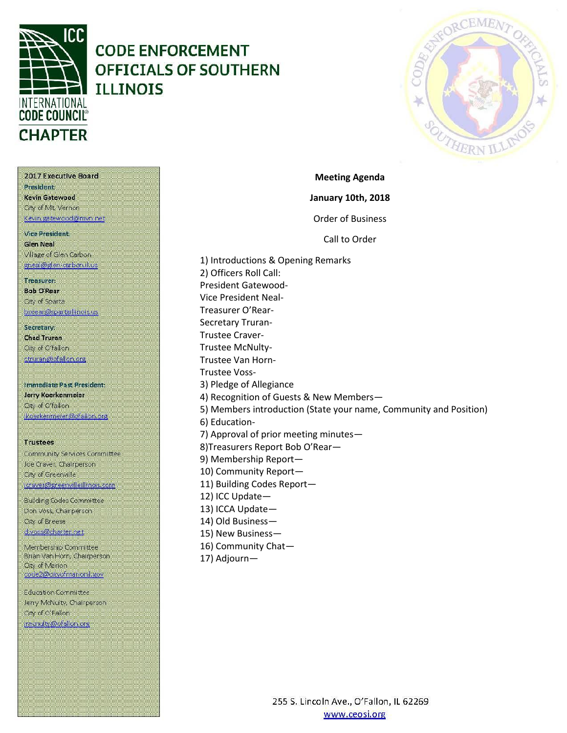# CODE ENFORCEMENT OFFICIALS OF SOUTHERN ILLINOIS

INTERNATIONAL CODE COUNCIL CHAPTER

**2017 Executive Board**

**President:**
**Kevin Gatewood**
City of Mt. Vernon
kevin.gatewood@mvn.net

**Vice President:**
**Glen Neal**
Village of Glen Carbon
gneal@glen-carbon.il.us

**Treasurer:**
**Bob O'Rear**
City of Sparta
borear@spartaillinois.us

**Secretary:**
**Chad Truran**
City of O'fallon
ctruran@ofallon.org

**Immediate Past President:**
**Jerry Koerkenmeier**
City of O'fallon
jkoerkenmeier@ofallon.org

**Trustees**

Community Services Committee
Joe Craver, Chairperson
City of Greenville
jcraver@greenvilleillinois.com

Building Codes Committee
Don Voss, Chairperson
City of Breese
dvoss@charter.net

Membership Committee
Brian Van Horn, Chairperson
City of Marion
code2@cityofmarionil.gov

Education Committee
Jerry McNulty, Chairperson
City of O'Fallon
jmcnulty@ofallon.org

**Meeting Agenda**

**January 10th, 2018**

Order of Business

Call to Order

1) Introductions & Opening Remarks
2) Officers Roll Call:
President Gatewood-
Vice President Neal-
Treasurer O'Rear-
Secretary Truran-
Trustee Craver-
Trustee McNulty-
Trustee Van Horn-
Trustee Voss-
3) Pledge of Allegiance
4) Recognition of Guests & New Members—
5) Members introduction (State your name, Community and Position)
6) Education-
7) Approval of prior meeting minutes—
8)Treasurers Report Bob O'Rear—
9) Membership Report—
10) Community Report—
11) Building Codes Report—
12) ICC Update—
13) ICCA Update—
14) Old Business—
15) New Business—
16) Community Chat—
17) Adjourn—

255 S. Lincoln Ave., O'Fallon, IL 62269
www.ceosi.org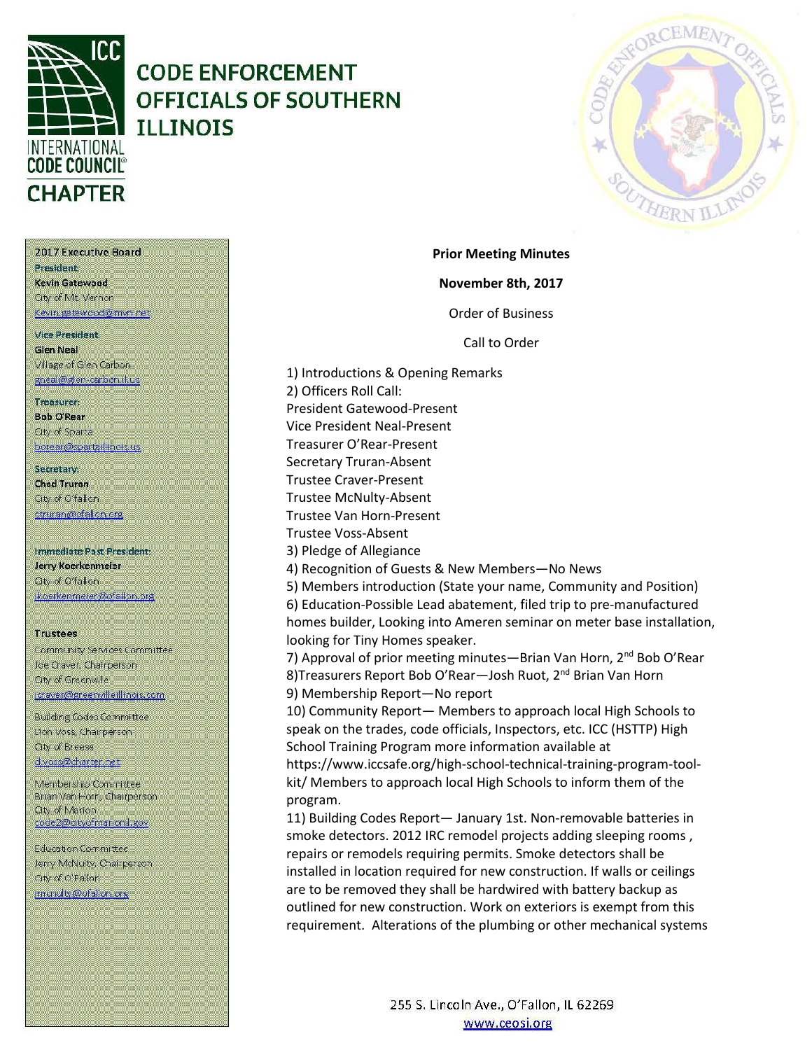# CODE ENFORCEMENT OFFICIALS OF SOUTHERN ILLINOIS

INTERNATIONAL CODE COUNCIL CHAPTER

**2017 Executive Board**

**President**
**Kevin Gatewood**
City of Mt. Vernon
kevin.gatewood@mvn.net

**Vice President**
**Glen Neal**
Village of Glen Carbon
gneal@glen-carbon.il.us

**Treasurer**
**Bob O'Rear**
City of Sparta
borear@spartaillinois.us

**Secretary**
**Chad Truran**
City of O'fallon
ctruran@ofallon.org

**Immediate Past President**
**Jerry Koerkenmeier**
City of O'fallon
jkoerkenmeier@ofallon.org

**Trustees**

Community Services Committee
Joe Craver, Chairperson
City of Greenville
jcraver@greenvilleillinois.com

Building Codes Committee
Don Voss, Chairperson
City of Breese
d.voss@charter.net

Membership Committee
Brian Van Horn, Chairperson
City of Marion
code2@cityofmarionil.gov

Education Committee
Jerry McNulty, Chairperson
City of O'Fallon
jmcnulty@ofallon.org

**Prior Meeting Minutes**

**November 8th, 2017**

Order of Business

Call to Order

1) Introductions & Opening Remarks
2) Officers Roll Call:
President Gatewood-Present
Vice President Neal-Present
Treasurer O'Rear-Present
Secretary Truran-Absent
Trustee Craver-Present
Trustee McNulty-Absent
Trustee Van Horn-Present
Trustee Voss-Absent
3) Pledge of Allegiance
4) Recognition of Guests & New Members—No News
5) Members introduction (State your name, Community and Position)
6) Education-Possible Lead abatement, filed trip to pre-manufactured homes builder, Looking into Ameren seminar on meter base installation, looking for Tiny Homes speaker.
7) Approval of prior meeting minutes—Brian Van Horn, 2nd Bob O'Rear
8)Treasurers Report Bob O'Rear—Josh Ruot, 2nd Brian Van Horn
9) Membership Report—No report
10) Community Report— Members to approach local High Schools to speak on the trades, code officials, Inspectors, etc. ICC (HSTTP) High School Training Program more information available at https://www.iccsafe.org/high-school-technical-training-program-tool-kit/ Members to approach local High Schools to inform them of the program.
11) Building Codes Report— January 1st. Non-removable batteries in smoke detectors. 2012 IRC remodel projects adding sleeping rooms , repairs or remodels requiring permits. Smoke detectors shall be installed in location required for new construction. If walls or ceilings are to be removed they shall be hardwired with battery backup as outlined for new construction. Work on exteriors is exempt from this requirement. Alterations of the plumbing or other mechanical systems

255 S. Lincoln Ave., O'Fallon, IL 62269
www.ceosi.org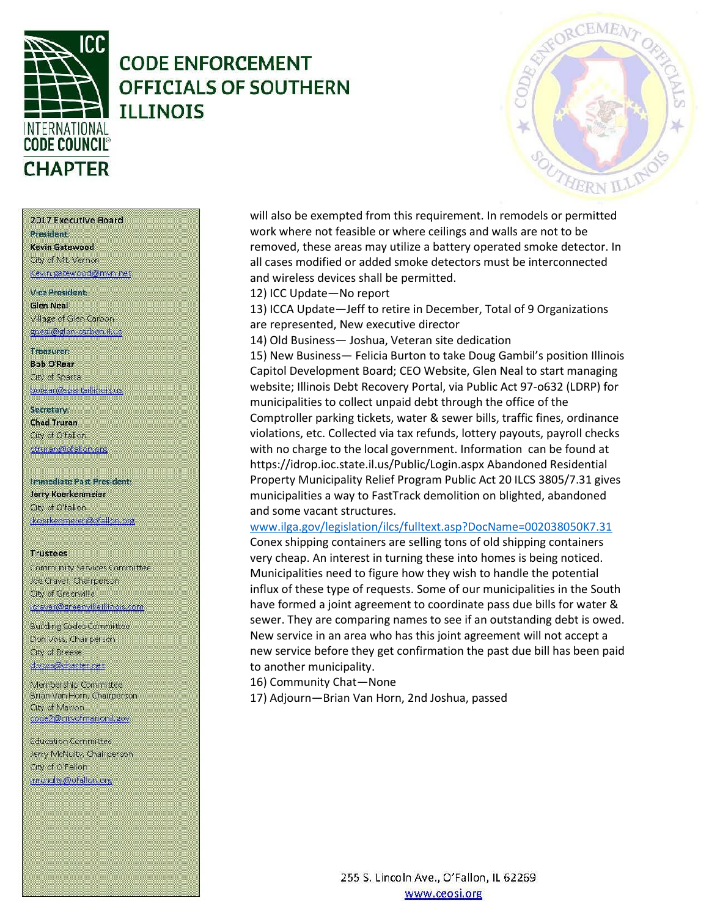# CODE ENFORCEMENT OFFICIALS OF SOUTHERN ILLINOIS

INTERNATIONAL CODE COUNCIL CHAPTER

**2017 Executive Board**

President:
**Kevin Gatewood**
City of Mt. Vernon
kevin.gatewood@mvn.net

Vice President:
**Glen Neal**
Village of Glen Carbon
gneal@glen-carbon.il.us

Treasurer:
**Bob O'Rear**
City of Sparta
borear@spartaillinois.us

Secretary:
**Chad Truran**
City of O'Fallon
ctruran@ofallon.org

Immediate Past President:
**Jerry Koerkenmeier**
City of O'Fallon
jkoerkenmeier@ofallon.org

**Trustees**

Community Services Committee
Joe Craver, Chairperson
City of Greenville
jcraver@greenvilleillinois.com

Building Codes Committee
Don Voss, Chairperson
City of Breese
dvoss@charter.net

Membership Committee
Brian Van Horn, Chairperson
City of Marion
code2@cityofmarionil.gov

Education Committee
Jerry McNulty, Chairperson
City of O'Fallon
jmcnulty@ofallon.org

will also be exempted from this requirement. In remodels or permitted work where not feasible or where ceilings and walls are not to be removed, these areas may utilize a battery operated smoke detector. In all cases modified or added smoke detectors must be interconnected and wireless devices shall be permitted.

12) ICC Update—No report

13) ICCA Update—Jeff to retire in December, Total of 9 Organizations are represented, New executive director

14) Old Business— Joshua, Veteran site dedication

15) New Business— Felicia Burton to take Doug Gambil's position Illinois Capitol Development Board; CEO Website, Glen Neal to start managing website; Illinois Debt Recovery Portal, via Public Act 97-o632 (LDRP) for municipalities to collect unpaid debt through the office of the Comptroller parking tickets, water & sewer bills, traffic fines, ordinance violations, etc. Collected via tax refunds, lottery payouts, payroll checks with no charge to the local government. Information can be found at https://idrop.ioc.state.il.us/Public/Login.aspx Abandoned Residential Property Municipality Relief Program Public Act 20 ILCS 3805/7.31 gives municipalities a way to FastTrack demolition on blighted, abandoned and some vacant structures.
www.ilga.gov/legislation/ilcs/fulltext.asp?DocName=002038050K7.31
Conex shipping containers are selling tons of old shipping containers very cheap. An interest in turning these into homes is being noticed. Municipalities need to figure how they wish to handle the potential influx of these type of requests. Some of our municipalities in the South have formed a joint agreement to coordinate pass due bills for water & sewer. They are comparing names to see if an outstanding debt is owed. New service in an area who has this joint agreement will not accept a new service before they get confirmation the past due bill has been paid to another municipality.

16) Community Chat—None

17) Adjourn—Brian Van Horn, 2nd Joshua, passed

255 S. Lincoln Ave., O'Fallon, IL 62269
www.ceosi.org